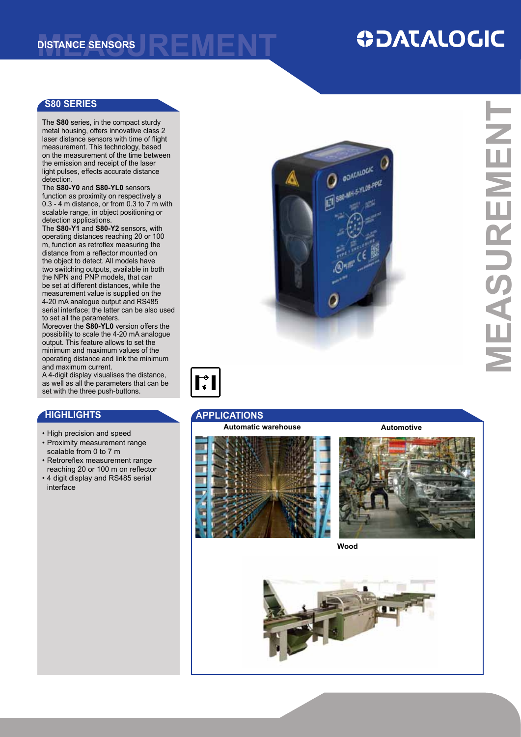DISTANCE SENSORS

# S80 SERIES

The **S80** series, in the compact sturdy metal housing, offers innovative class 2 laser distance sensors with time of flight measurement. This technology, based on the measurement of the time between the emission and receipt of the laser light pulses, effects accurate distance detection.

The **S80-Y0** and **S80-YL0** sensors function as proximity on respectively a 0.3 - 4 m distance, or from 0.3 to 7 m with scalable range, in object positioning or detection applications.

The **S80-Y1** and **S80-Y2** sensors, with operating distances reaching 20 or 100 m, function as retroflex measuring the distance from a reflector mounted on the object to detect. All models have two switching outputs, available in both the NPN and PNP models, that can be set at different distances, while the measurement value is supplied on the 4-20 mA analogue output and RS485 serial interface; the latter can be also used to set all the parameters.

Moreover the **S80-YL0** version offers the possibility to scale the 4-20 mA analogue output. This feature allows to set the minimum and maximum values of the minimum and maximum operating distance and link the minimum and maximum current.

A 4-digit display visualises the distance, as well as all the parameters that can be set with the three push-buttons.

## HIGHLIGHTS

- High precision and speed
- Proximity measurement range scalable from 0 to 7 m
- Retroreflex measurement range reaching 20 or 100 m on reflector
- 4 digit display and RS485 serial interface

## APPLICATIONS

Automatic warehouse

Automotive

Wood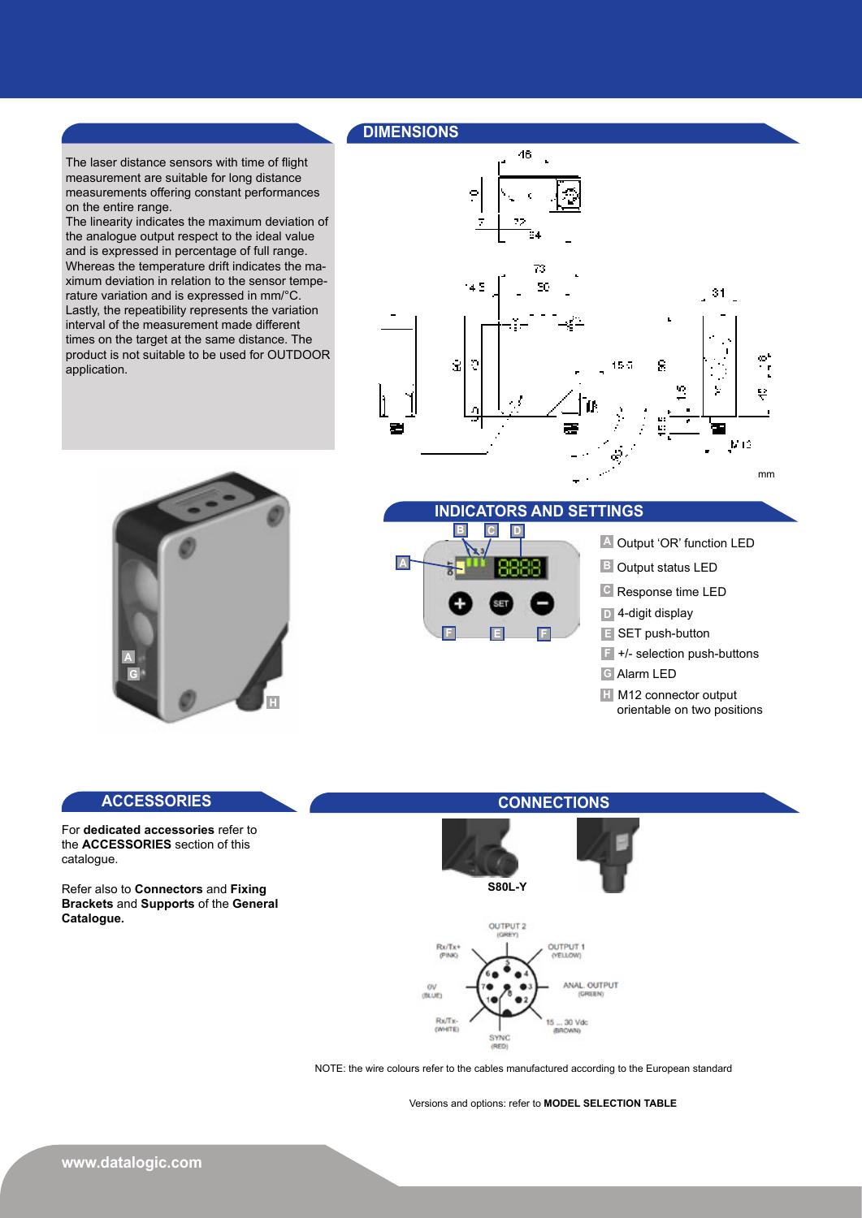The laser distance sensors with time of flight measurement are suitable for long distance measurements offering constant performances on the entire range.
The linearity indicates the maximum deviation of the analogue output respect to the ideal value and is expressed in percentage of full range.
Whereas the temperature drift indicates the maximum deviation in relation to the sensor temperature variation and is expressed in mm/°C.
Lastly, the repeatibility represents the variation interval of the measurement made different times on the target at the same distance. The product is not suitable to be used for OUTDOOR application.

## DIMENSIONS

mm

## INDICATORS AND SETTINGS

- A Output 'OR' function LED
- B Output status LED
- C Response time LED
- D 4-digit display
- E SET push-button
- F +/- selection push-buttons
- G Alarm LED
- H M12 connector output orientable on two positions

## ACCESSORIES

For **dedicated accessories** refer to the **ACCESSORIES** section of this catalogue.

Refer also to **Connectors** and **Fixing Brackets** and **Supports** of the **General Catalogue.**

## CONNECTIONS

**S80L-Y**

- 1: 0V (BLUE)
- 2: 15 ... 30 Vdc (BROWN)
- 3: ANAL. OUTPUT (GREEN)
- 4: OUTPUT 1 (YELLOW)
- 5: OUTPUT 2 (GREY)
- 6: Rx/Tx+ (PINK)
- 7: Rx/Tx- (WHITE)
- 8: SYNC (RED)

NOTE: the wire colours refer to the cables manufactured according to the European standard

Versions and options: refer to **MODEL SELECTION TABLE**

www.datalogic.com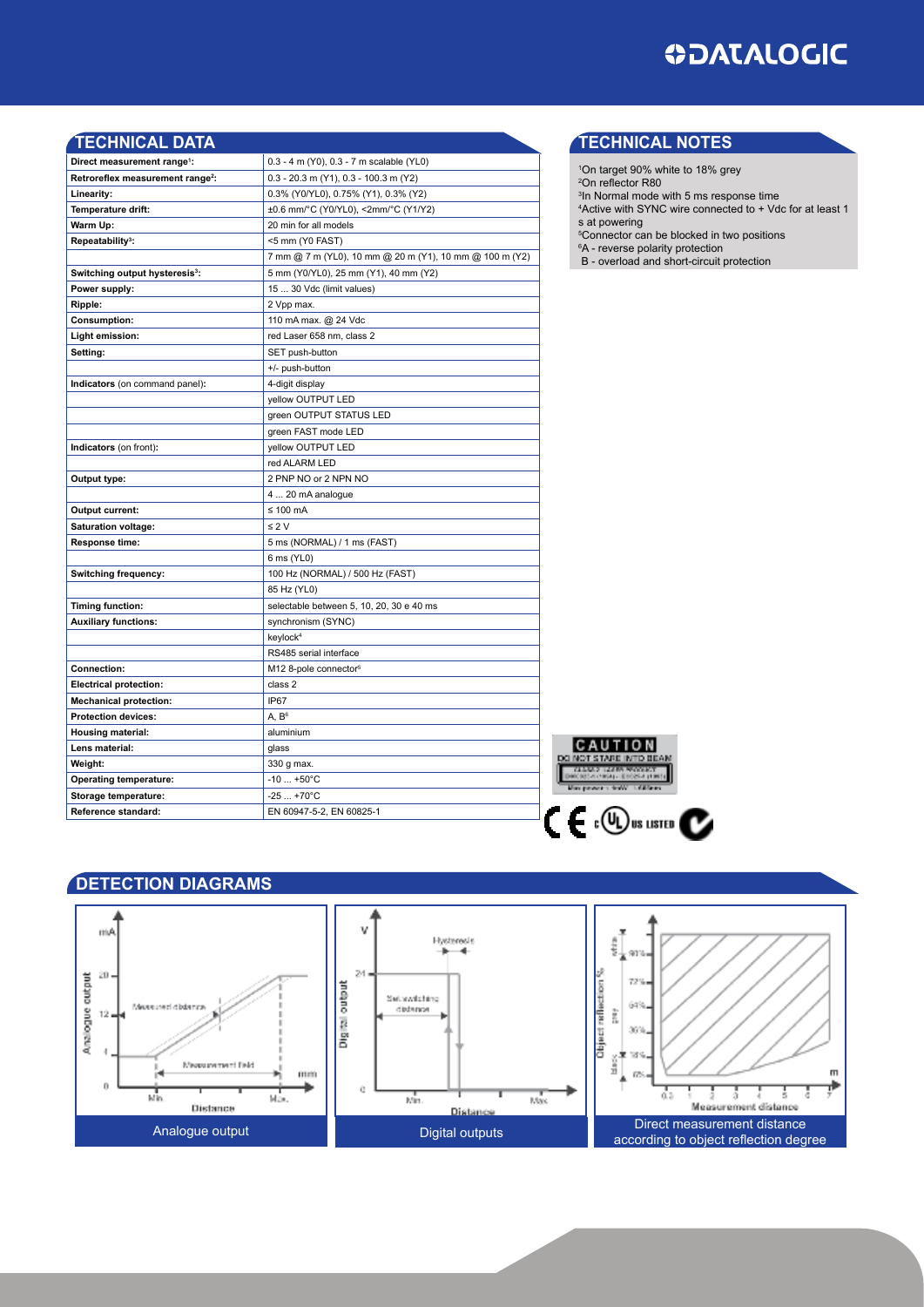## TECHNICAL DATA

| | |
|---|---|
| **Direct measurement range[1]:** | 0.3 - 4 m (Y0), 0.3 - 7 m scalable (YL0) |
| **Retroreflex measurement range[2]:** | 0.3 - 20.3 m (Y1), 0.3 - 100.3 m (Y2) |
| **Linearity:** | 0.3% (Y0/YL0), 0.75% (Y1), 0.3% (Y2) |
| **Temperature drift:** | ±0.6 mm/°C (Y0/YL0), <2mm/°C (Y1/Y2) |
| **Warm Up:** | 20 min for all models |
| **Repeatability[3]:** | <5 mm (Y0 FAST) |
| | 7 mm @ 7 m (YL0), 10 mm @ 20 m (Y1), 10 mm @ 100 m (Y2) |
| **Switching output hysteresis[3]:** | 5 mm (Y0/YL0), 25 mm (Y1), 40 mm (Y2) |
| **Power supply:** | 15 ... 30 Vdc (limit values) |
| **Ripple:** | 2 Vpp max. |
| **Consumption:** | 110 mA max. @ 24 Vdc |
| **Light emission:** | red Laser 658 nm, class 2 |
| **Setting:** | SET push-button |
| | +/- push-button |
| **Indicators** (on command panel)**:** | 4-digit display |
| | yellow OUTPUT LED |
| | green OUTPUT STATUS LED |
| | green FAST mode LED |
| **Indicators** (on front)**:** | yellow OUTPUT LED |
| | red ALARM LED |
| **Output type:** | 2 PNP NO or 2 NPN NO |
| | 4 ... 20 mA analogue |
| **Output current:** | ≤ 100 mA |
| **Saturation voltage:** | ≤ 2 V |
| **Response time:** | 5 ms (NORMAL) / 1 ms (FAST) |
| | 6 ms (YL0) |
| **Switching frequency:** | 100 Hz (NORMAL) / 500 Hz (FAST) |
| | 85 Hz (YL0) |
| **Timing function:** | selectable between 5, 10, 20, 30 e 40 ms |
| **Auxiliary functions:** | synchronism (SYNC) |
| | keylock[4] |
| | RS485 serial interface |
| **Connection:** | M12 8-pole connector[5] |
| **Electrical protection:** | class 2 |
| **Mechanical protection:** | IP67 |
| **Protection devices:** | A, B[6] |
| **Housing material:** | aluminium |
| **Lens material:** | glass |
| **Weight:** | 330 g max. |
| **Operating temperature:** | -10 ... +50°C |
| **Storage temperature:** | -25 ... +70°C |
| **Reference standard:** | EN 60947-5-2, EN 60825-1 |

## TECHNICAL NOTES

[1]On target 90% white to 18% grey
[2]On reflector R80
[3]In Normal mode with 5 ms response time
[4]Active with SYNC wire connected to + Vdc for at least 1 s at powering
[5]Connector can be blocked in two positions
[6]A - reverse polarity protection
B - overload and short-circuit protection

## DETECTION DIAGRAMS

Analogue output

Digital outputs

Direct measurement distance according to object reflection degree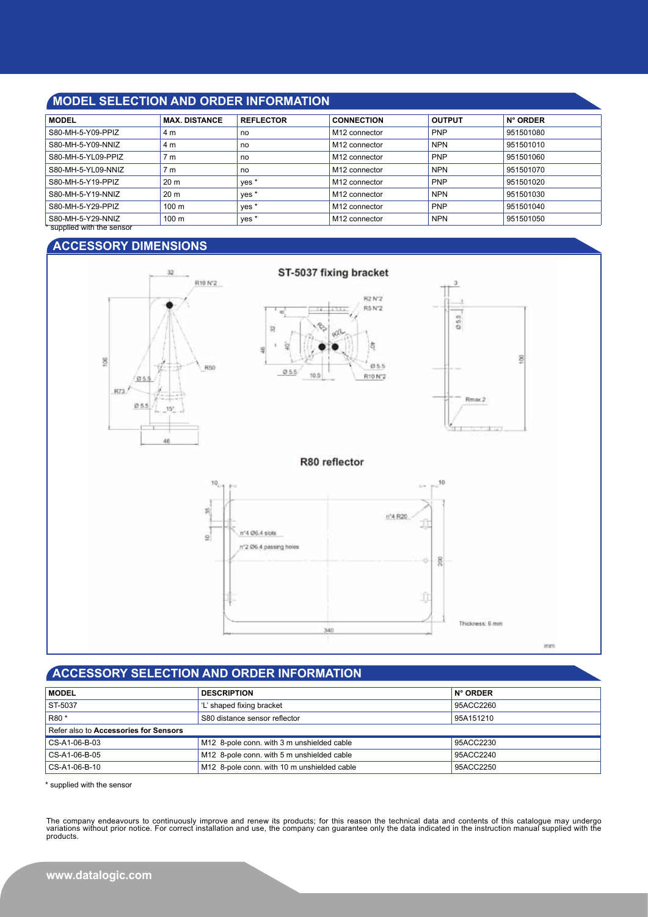## MODEL SELECTION AND ORDER INFORMATION

| MODEL | MAX. DISTANCE | REFLECTOR | CONNECTION | OUTPUT | N° ORDER |
|---|---|---|---|---|---|
| S80-MH-5-Y09-PPIZ | 4 m | no | M12 connector | PNP | 951501080 |
| S80-MH-5-Y09-NNIZ | 4 m | no | M12 connector | NPN | 951501010 |
| S80-MH-5-YL09-PPIZ | 7 m | no | M12 connector | PNP | 951501060 |
| S80-MH-5-YL09-NNIZ | 7 m | no | M12 connector | NPN | 951501070 |
| S80-MH-5-Y19-PPIZ | 20 m | yes * | M12 connector | PNP | 951501020 |
| S80-MH-5-Y19-NNIZ | 20 m | yes * | M12 connector | NPN | 951501030 |
| S80-MH-5-Y29-PPIZ | 100 m | yes * | M12 connector | PNP | 951501040 |
| S80-MH-5-Y29-NNIZ | 100 m | yes * | M12 connector | NPN | 951501050 |

\* supplied with the sensor

## ACCESSORY DIMENSIONS

ST-5037 fixing bracket

32
R10 N°2
106
R50
Ø 5.5
R73
Ø 5.5
15°
46
R2 N°2
R5 N°2
8
32
46
R22
R22
40°
40°
Ø 5.5
10.5
Ø 5.5
R10 N°2
3
Ø 5.5
100
Rmax 2

R80 reflector

10
10
35
10
n°4 Ø6.4 slots
n°2 Ø6.4 passing holes
n°4 R20
200
340
Thickness: 6 mm

mm

## ACCESSORY SELECTION AND ORDER INFORMATION

| MODEL | DESCRIPTION | N° ORDER |
|---|---|---|
| ST-5037 | 'L' shaped fixing bracket | 95ACC2260 |
| R80 * | S80 distance sensor reflector | 95A151210 |
| Refer also to **Accessories for Sensors** | | |
| CS-A1-06-B-03 | M12 8-pole conn. with 3 m unshielded cable | 95ACC2230 |
| CS-A1-06-B-05 | M12 8-pole conn. with 5 m unshielded cable | 95ACC2240 |
| CS-A1-06-B-10 | M12 8-pole conn. with 10 m unshielded cable | 95ACC2250 |

\* supplied with the sensor

The company endeavours to continuously improve and renew its products; for this reason the technical data and contents of this catalogue may undergo variations without prior notice. For correct installation and use, the company can guarantee only the data indicated in the instruction manual supplied with the products.

**www.datalogic.com**